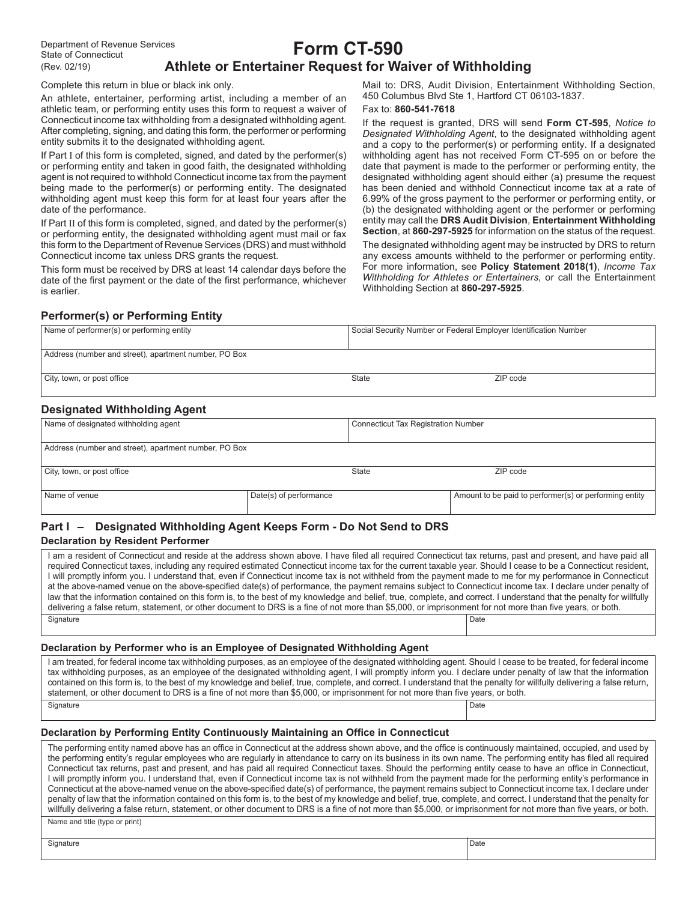Department of Revenue Services
State of Connecticut
(Rev. 02/19)

# Form CT-590

## Athlete or Entertainer Request for Waiver of Withholding

Complete this return in blue or black ink only.

An athlete, entertainer, performing artist, including a member of an athletic team, or performing entity uses this form to request a waiver of Connecticut income tax withholding from a designated withholding agent. After completing, signing, and dating this form, the performer or performing entity submits it to the designated withholding agent.

If Part I of this form is completed, signed, and dated by the performer(s) or performing entity and taken in good faith, the designated withholding agent is not required to withhold Connecticut income tax from the payment being made to the performer(s) or performing entity. The designated withholding agent must keep this form for at least four years after the date of the performance.

If Part II of this form is completed, signed, and dated by the performer(s) or performing entity, the designated withholding agent must mail or fax this form to the Department of Revenue Services (DRS) and must withhold Connecticut income tax unless DRS grants the request.

This form must be received by DRS at least 14 calendar days before the date of the first payment or the date of the first performance, whichever is earlier.

Mail to: DRS, Audit Division, Entertainment Withholding Section, 450 Columbus Blvd Ste 1, Hartford CT 06103-1837.

Fax to: **860-541-7618**

If the request is granted, DRS will send **Form CT-595**, *Notice to Designated Withholding Agent*, to the designated withholding agent and a copy to the performer(s) or performing entity. If a designated withholding agent has not received Form CT-595 on or before the date that payment is made to the performer or performing entity, the designated withholding agent should either (a) presume the request has been denied and withhold Connecticut income tax at a rate of 6.99% of the gross payment to the performer or performing entity, or (b) the designated withholding agent or the performer or performing entity may call the **DRS Audit Division**, **Entertainment Withholding Section**, at **860-297-5925** for information on the status of the request.

The designated withholding agent may be instructed by DRS to return any excess amounts withheld to the performer or performing entity. For more information, see **Policy Statement 2018(1)**, *Income Tax Withholding for Athletes or Entertainers*, or call the Entertainment Withholding Section at **860-297-5925**.

### Performer(s) or Performing Entity

| Name of performer(s) or performing entity | | Social Security Number or Federal Employer Identification Number |
|---|---|---|
| Address (number and street), apartment number, PO Box | | |
| City, town, or post office | State | ZIP code |

### Designated Withholding Agent

| Name of designated withholding agent | | Connecticut Tax Registration Number |
|---|---|---|
| Address (number and street), apartment number, PO Box | | |
| City, town, or post office | State | ZIP code |
| Name of venue | Date(s) of performance | Amount to be paid to performer(s) or performing entity |

### Part I – Designated Withholding Agent Keeps Form - Do Not Send to DRS

#### Declaration by Resident Performer

I am a resident of Connecticut and reside at the address shown above. I have filed all required Connecticut tax returns, past and present, and have paid all required Connecticut taxes, including any required estimated Connecticut income tax for the current taxable year. Should I cease to be a Connecticut resident, I will promptly inform you. I understand that, even if Connecticut income tax is not withheld from the payment made to me for my performance in Connecticut at the above-named venue on the above-specified date(s) of performance, the payment remains subject to Connecticut income tax. I declare under penalty of law that the information contained on this form is, to the best of my knowledge and belief, true, complete, and correct. I understand that the penalty for willfully delivering a false return, statement, or other document to DRS is a fine of not more than $5,000, or imprisonment for not more than five years, or both.

| Signature | Date |
|---|---|

#### Declaration by Performer who is an Employee of Designated Withholding Agent

I am treated, for federal income tax withholding purposes, as an employee of the designated withholding agent. Should I cease to be treated, for federal income tax withholding purposes, as an employee of the designated withholding agent, I will promptly inform you. I declare under penalty of law that the information contained on this form is, to the best of my knowledge and belief, true, complete, and correct. I understand that the penalty for willfully delivering a false return, statement, or other document to DRS is a fine of not more than $5,000, or imprisonment for not more than five years, or both.

| Signature | Date |
|---|---|

#### Declaration by Performing Entity Continuously Maintaining an Office in Connecticut

The performing entity named above has an office in Connecticut at the address shown above, and the office is continuously maintained, occupied, and used by the performing entity's regular employees who are regularly in attendance to carry on its business in its own name. The performing entity has filed all required Connecticut tax returns, past and present, and has paid all required Connecticut taxes. Should the performing entity cease to have an office in Connecticut, I will promptly inform you. I understand that, even if Connecticut income tax is not withheld from the payment made for the performing entity's performance in Connecticut at the above-named venue on the above-specified date(s) of performance, the payment remains subject to Connecticut income tax. I declare under penalty of law that the information contained on this form is, to the best of my knowledge and belief, true, complete, and correct. I understand that the penalty for willfully delivering a false return, statement, or other document to DRS is a fine of not more than $5,000, or imprisonment for not more than five years, or both.

| Name and title (type or print) | |
|---|---|
| Signature | Date |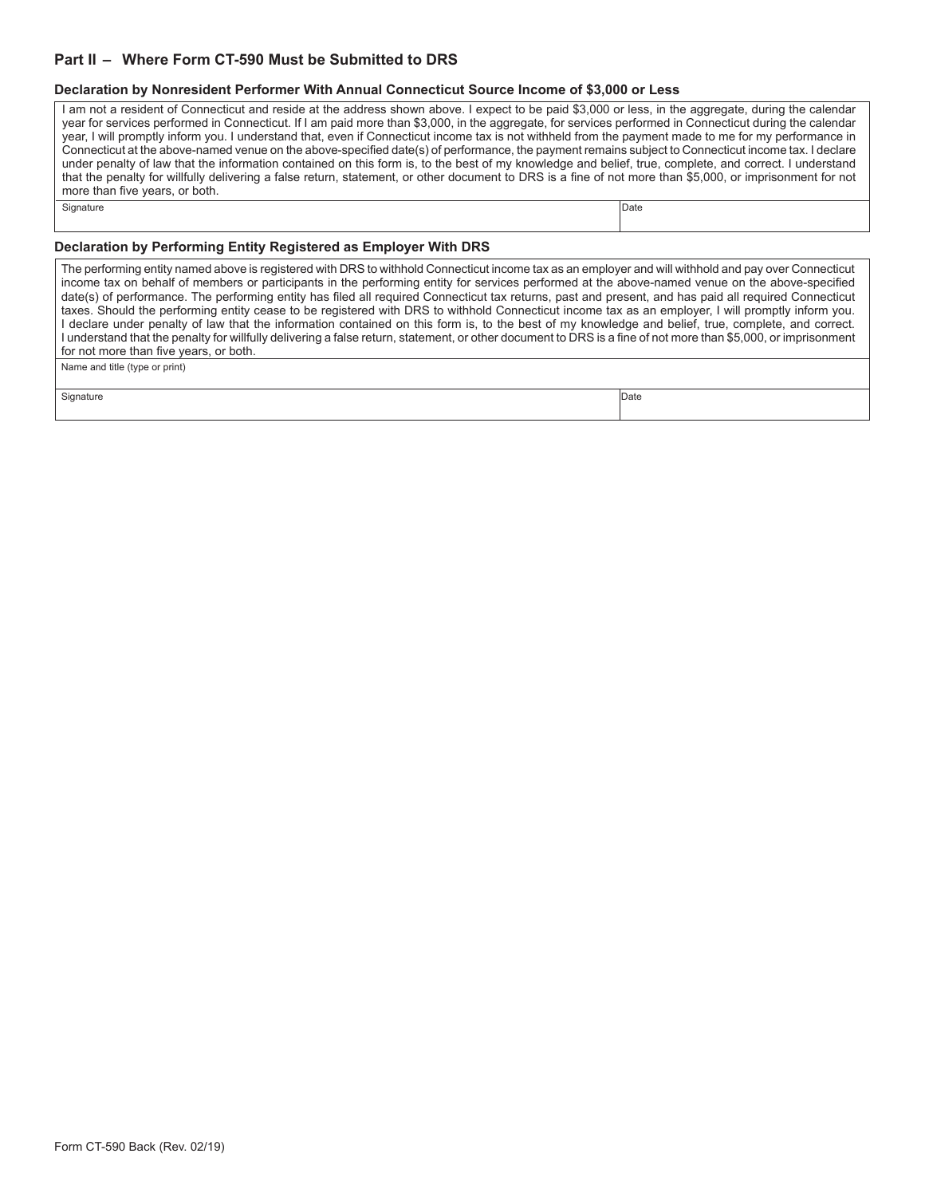## Part II – Where Form CT-590 Must be Submitted to DRS

### Declaration by Nonresident Performer With Annual Connecticut Source Income of $3,000 or Less

I am not a resident of Connecticut and reside at the address shown above. I expect to be paid $3,000 or less, in the aggregate, during the calendar year for services performed in Connecticut. If I am paid more than $3,000, in the aggregate, for services performed in Connecticut during the calendar year, I will promptly inform you. I understand that, even if Connecticut income tax is not withheld from the payment made to me for my performance in Connecticut at the above-named venue on the above-specified date(s) of performance, the payment remains subject to Connecticut income tax. I declare under penalty of law that the information contained on this form is, to the best of my knowledge and belief, true, complete, and correct. I understand that the penalty for willfully delivering a false return, statement, or other document to DRS is a fine of not more than $5,000, or imprisonment for not more than five years, or both.

| Signature | Date |
| --- | --- |
| | |

### Declaration by Performing Entity Registered as Employer With DRS

The performing entity named above is registered with DRS to withhold Connecticut income tax as an employer and will withhold and pay over Connecticut income tax on behalf of members or participants in the performing entity for services performed at the above-named venue on the above-specified date(s) of performance. The performing entity has filed all required Connecticut tax returns, past and present, and has paid all required Connecticut taxes. Should the performing entity cease to be registered with DRS to withhold Connecticut income tax as an employer, I will promptly inform you. I declare under penalty of law that the information contained on this form is, to the best of my knowledge and belief, true, complete, and correct. I understand that the penalty for willfully delivering a false return, statement, or other document to DRS is a fine of not more than $5,000, or imprisonment for not more than five years, or both.

Name and title (type or print)

| Signature | Date |
| --- | --- |
| | |

Form CT-590 Back (Rev. 02/19)